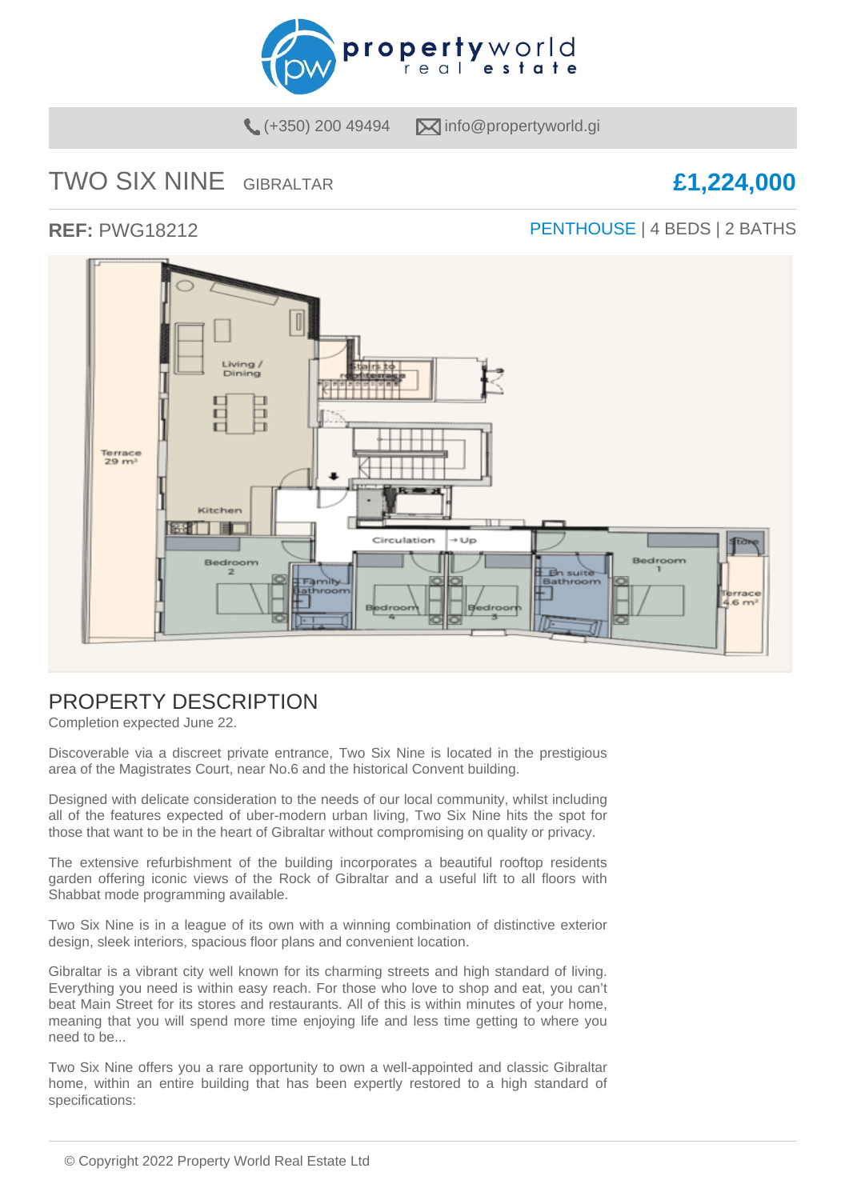(+350) 200 49494 info@propertyworld.gi

# TWO SIX NINE GIBRALTAR

**£1,224,000**

**REF:** PWG18212

PENTHOUSE | 4 BEDS | 2 BATHS

## PROPERTY DESCRIPTION

Completion expected June 22.

Discoverable via a discreet private entrance, Two Six Nine is located in the prestigious area of the Magistrates Court, near No.6 and the historical Convent building.

Designed with delicate consideration to the needs of our local community, whilst including all of the features expected of uber-modern urban living, Two Six Nine hits the spot for those that want to be in the heart of Gibraltar without compromising on quality or privacy.

The extensive refurbishment of the building incorporates a beautiful rooftop residents garden offering iconic views of the Rock of Gibraltar and a useful lift to all floors with Shabbat mode programming available.

Two Six Nine is in a league of its own with a winning combination of distinctive exterior design, sleek interiors, spacious floor plans and convenient location.

Gibraltar is a vibrant city well known for its charming streets and high standard of living. Everything you need is within easy reach. For those who love to shop and eat, you can't beat Main Street for its stores and restaurants. All of this is within minutes of your home, meaning that you will spend more time enjoying life and less time getting to where you need to be...

Two Six Nine offers you a rare opportunity to own a well-appointed and classic Gibraltar home, within an entire building that has been expertly restored to a high standard of specifications:

© Copyright 2022 Property World Real Estate Ltd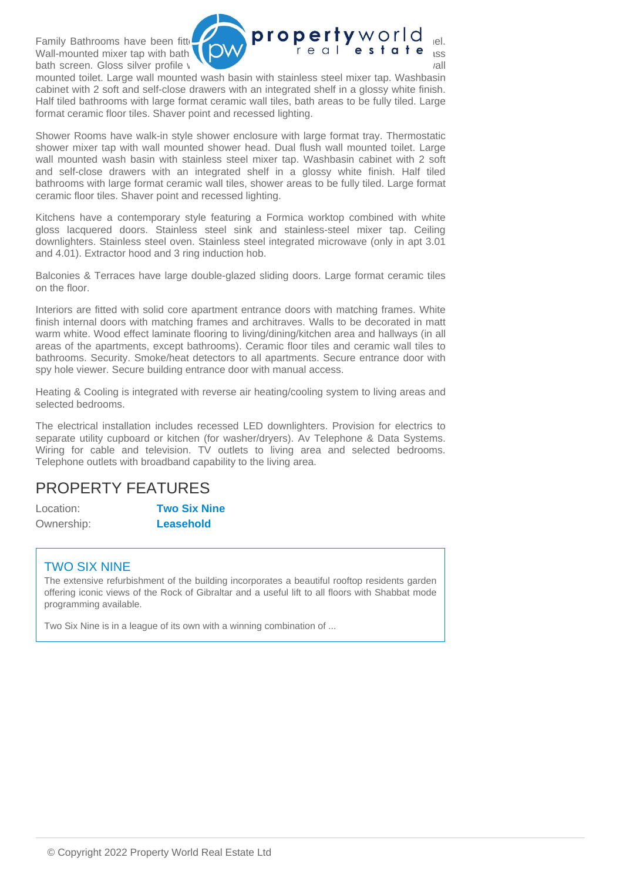Family Bathrooms have been fitt... ...el. Wall-mounted mixer tap with bath ... ...ss bath screen. Gloss silver profile v... ...all mounted toilet. Large wall mounted wash basin with stainless steel mixer tap. Washbasin cabinet with 2 soft and self-close drawers with an integrated shelf in a glossy white finish. Half tiled bathrooms with large format ceramic wall tiles, bath areas to be fully tiled. Large format ceramic floor tiles. Shaver point and recessed lighting.

Shower Rooms have walk-in style shower enclosure with large format tray. Thermostatic shower mixer tap with wall mounted shower head. Dual flush wall mounted toilet. Large wall mounted wash basin with stainless steel mixer tap. Washbasin cabinet with 2 soft and self-close drawers with an integrated shelf in a glossy white finish. Half tiled bathrooms with large format ceramic wall tiles, shower areas to be fully tiled. Large format ceramic floor tiles. Shaver point and recessed lighting.

Kitchens have a contemporary style featuring a Formica worktop combined with white gloss lacquered doors. Stainless steel sink and stainless-steel mixer tap. Ceiling downlighters. Stainless steel oven. Stainless steel integrated microwave (only in apt 3.01 and 4.01). Extractor hood and 3 ring induction hob.

Balconies & Terraces have large double-glazed sliding doors. Large format ceramic tiles on the floor.

Interiors are fitted with solid core apartment entrance doors with matching frames. White finish internal doors with matching frames and architraves. Walls to be decorated in matt warm white. Wood effect laminate flooring to living/dining/kitchen area and hallways (in all areas of the apartments, except bathrooms). Ceramic floor tiles and ceramic wall tiles to bathrooms. Security. Smoke/heat detectors to all apartments. Secure entrance door with spy hole viewer. Secure building entrance door with manual access.

Heating & Cooling is integrated with reverse air heating/cooling system to living areas and selected bedrooms.

The electrical installation includes recessed LED downlighters. Provision for electrics to separate utility cupboard or kitchen (for washer/dryers). Av Telephone & Data Systems. Wiring for cable and television. TV outlets to living area and selected bedrooms. Telephone outlets with broadband capability to the living area.

## PROPERTY FEATURES

| | |
|---|---|
| Location: | **Two Six Nine** |
| Ownership: | **Leasehold** |

### TWO SIX NINE

The extensive refurbishment of the building incorporates a beautiful rooftop residents garden offering iconic views of the Rock of Gibraltar and a useful lift to all floors with Shabbat mode programming available.

Two Six Nine is in a league of its own with a winning combination of ...